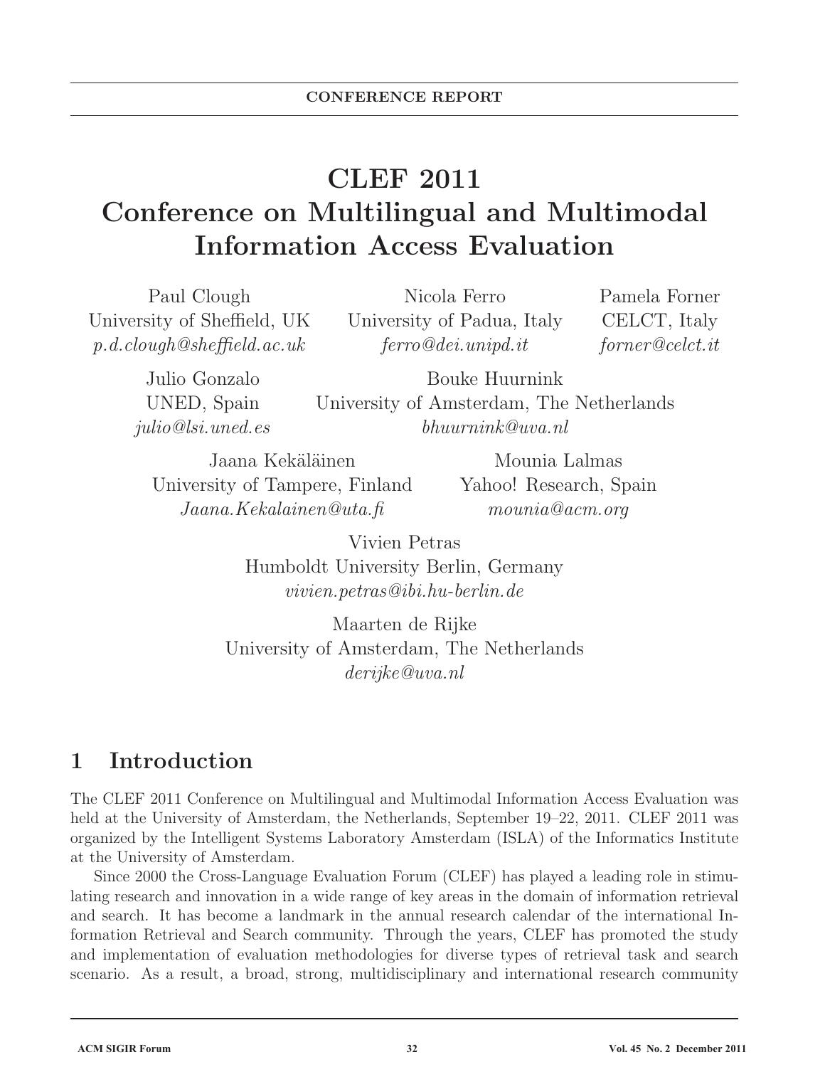CONFERENCE REPORT

# CLEF 2011
# Conference on Multilingual and Multimodal Information Access Evaluation

Paul Clough
University of Sheffield, UK
*p.d.clough@sheffield.ac.uk*

Nicola Ferro
University of Padua, Italy
*ferro@dei.unipd.it*

Pamela Forner
CELCT, Italy
*forner@celct.it*

Julio Gonzalo
UNED, Spain
*julio@lsi.uned.es*

Bouke Huurnink
University of Amsterdam, The Netherlands
*bhuurnink@uva.nl*

Jaana Kekäläinen
University of Tampere, Finland
*Jaana.Kekalainen@uta.fi*

Mounia Lalmas
Yahoo! Research, Spain
*mounia@acm.org*

Vivien Petras
Humboldt University Berlin, Germany
*vivien.petras@ibi.hu-berlin.de*

Maarten de Rijke
University of Amsterdam, The Netherlands
*derijke@uva.nl*

## 1 Introduction

The CLEF 2011 Conference on Multilingual and Multimodal Information Access Evaluation was held at the University of Amsterdam, the Netherlands, September 19–22, 2011. CLEF 2011 was organized by the Intelligent Systems Laboratory Amsterdam (ISLA) of the Informatics Institute at the University of Amsterdam.

Since 2000 the Cross-Language Evaluation Forum (CLEF) has played a leading role in stimulating research and innovation in a wide range of key areas in the domain of information retrieval and search. It has become a landmark in the annual research calendar of the international Information Retrieval and Search community. Through the years, CLEF has promoted the study and implementation of evaluation methodologies for diverse types of retrieval task and search scenario. As a result, a broad, strong, multidisciplinary and international research community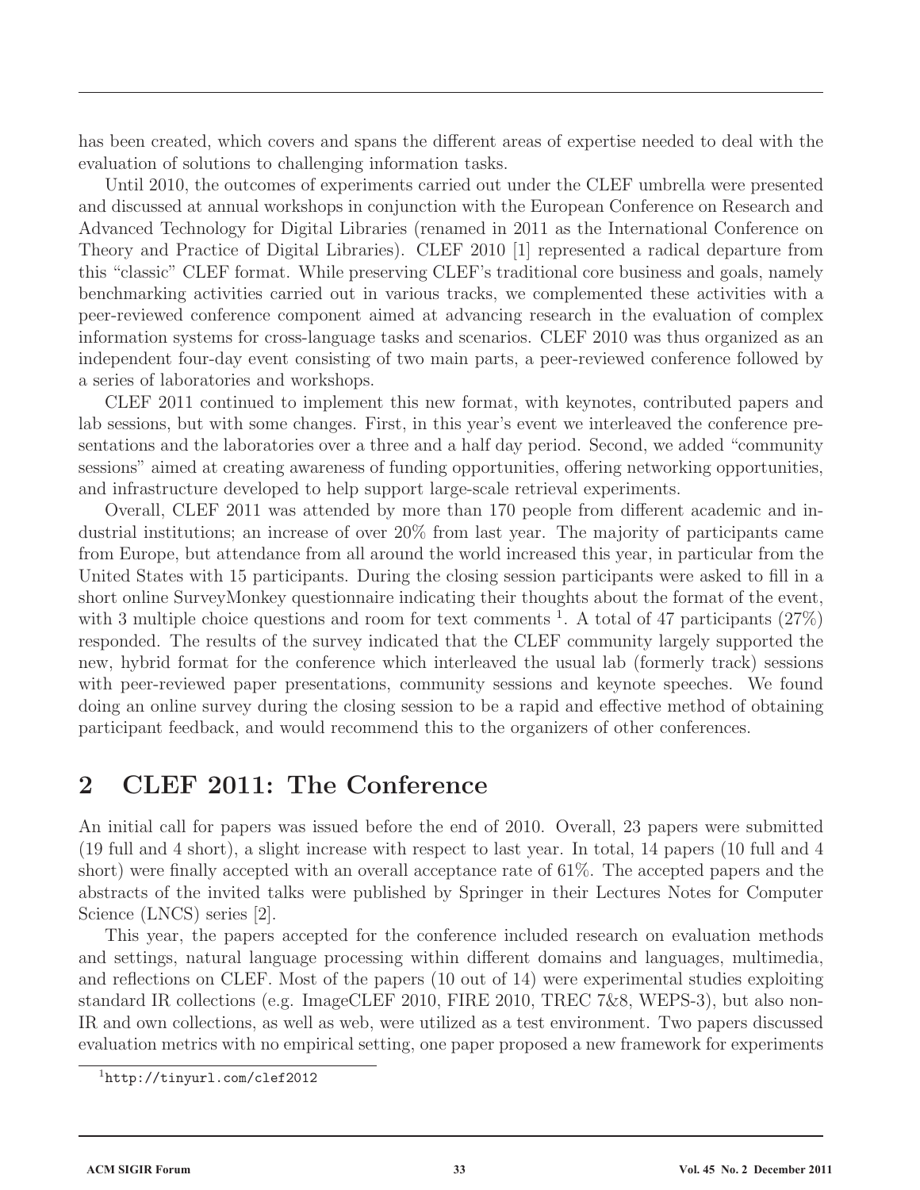has been created, which covers and spans the different areas of expertise needed to deal with the evaluation of solutions to challenging information tasks.

Until 2010, the outcomes of experiments carried out under the CLEF umbrella were presented and discussed at annual workshops in conjunction with the European Conference on Research and Advanced Technology for Digital Libraries (renamed in 2011 as the International Conference on Theory and Practice of Digital Libraries). CLEF 2010 [1] represented a radical departure from this "classic" CLEF format. While preserving CLEF's traditional core business and goals, namely benchmarking activities carried out in various tracks, we complemented these activities with a peer-reviewed conference component aimed at advancing research in the evaluation of complex information systems for cross-language tasks and scenarios. CLEF 2010 was thus organized as an independent four-day event consisting of two main parts, a peer-reviewed conference followed by a series of laboratories and workshops.

CLEF 2011 continued to implement this new format, with keynotes, contributed papers and lab sessions, but with some changes. First, in this year's event we interleaved the conference presentations and the laboratories over a three and a half day period. Second, we added "community sessions" aimed at creating awareness of funding opportunities, offering networking opportunities, and infrastructure developed to help support large-scale retrieval experiments.

Overall, CLEF 2011 was attended by more than 170 people from different academic and industrial institutions; an increase of over 20% from last year. The majority of participants came from Europe, but attendance from all around the world increased this year, in particular from the United States with 15 participants. During the closing session participants were asked to fill in a short online SurveyMonkey questionnaire indicating their thoughts about the format of the event, with 3 multiple choice questions and room for text comments [1]. A total of 47 participants (27%) responded. The results of the survey indicated that the CLEF community largely supported the new, hybrid format for the conference which interleaved the usual lab (formerly track) sessions with peer-reviewed paper presentations, community sessions and keynote speeches. We found doing an online survey during the closing session to be a rapid and effective method of obtaining participant feedback, and would recommend this to the organizers of other conferences.

## 2 CLEF 2011: The Conference

An initial call for papers was issued before the end of 2010. Overall, 23 papers were submitted (19 full and 4 short), a slight increase with respect to last year. In total, 14 papers (10 full and 4 short) were finally accepted with an overall acceptance rate of 61%. The accepted papers and the abstracts of the invited talks were published by Springer in their Lectures Notes for Computer Science (LNCS) series [2].

This year, the papers accepted for the conference included research on evaluation methods and settings, natural language processing within different domains and languages, multimedia, and reflections on CLEF. Most of the papers (10 out of 14) were experimental studies exploiting standard IR collections (e.g. ImageCLEF 2010, FIRE 2010, TREC 7&8, WEPS-3), but also non-IR and own collections, as well as web, were utilized as a test environment. Two papers discussed evaluation metrics with no empirical setting, one paper proposed a new framework for experiments

[1] http://tinyurl.com/clef2012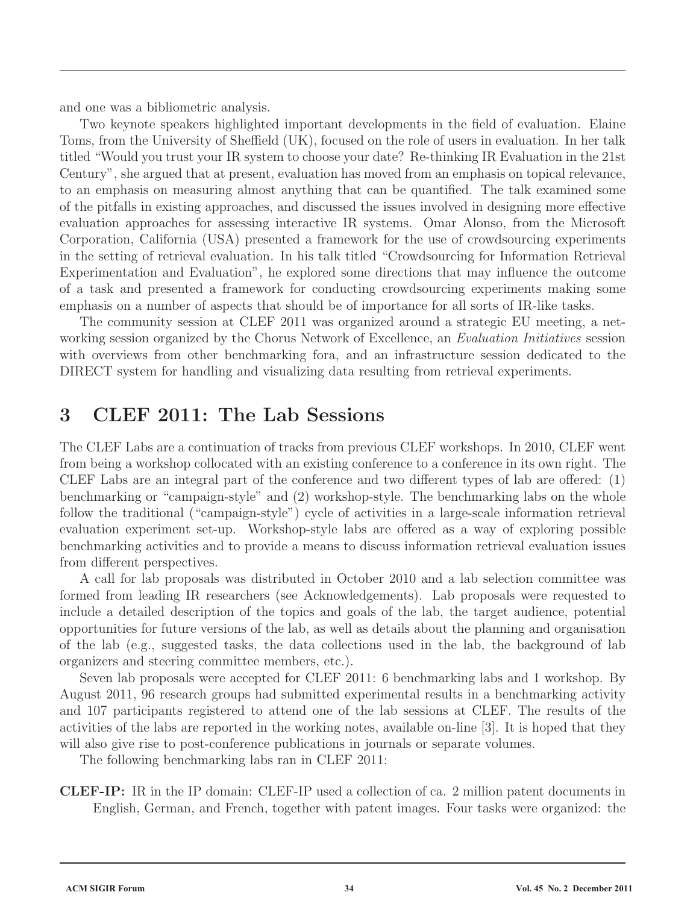and one was a bibliometric analysis.

Two keynote speakers highlighted important developments in the field of evaluation. Elaine Toms, from the University of Sheffield (UK), focused on the role of users in evaluation. In her talk titled "Would you trust your IR system to choose your date? Re-thinking IR Evaluation in the 21st Century", she argued that at present, evaluation has moved from an emphasis on topical relevance, to an emphasis on measuring almost anything that can be quantified. The talk examined some of the pitfalls in existing approaches, and discussed the issues involved in designing more effective evaluation approaches for assessing interactive IR systems. Omar Alonso, from the Microsoft Corporation, California (USA) presented a framework for the use of crowdsourcing experiments in the setting of retrieval evaluation. In his talk titled "Crowdsourcing for Information Retrieval Experimentation and Evaluation", he explored some directions that may influence the outcome of a task and presented a framework for conducting crowdsourcing experiments making some emphasis on a number of aspects that should be of importance for all sorts of IR-like tasks.

The community session at CLEF 2011 was organized around a strategic EU meeting, a networking session organized by the Chorus Network of Excellence, an *Evaluation Initiatives* session with overviews from other benchmarking fora, and an infrastructure session dedicated to the DIRECT system for handling and visualizing data resulting from retrieval experiments.

# 3 CLEF 2011: The Lab Sessions

The CLEF Labs are a continuation of tracks from previous CLEF workshops. In 2010, CLEF went from being a workshop collocated with an existing conference to a conference in its own right. The CLEF Labs are an integral part of the conference and two different types of lab are offered: (1) benchmarking or "campaign-style" and (2) workshop-style. The benchmarking labs on the whole follow the traditional ("campaign-style") cycle of activities in a large-scale information retrieval evaluation experiment set-up. Workshop-style labs are offered as a way of exploring possible benchmarking activities and to provide a means to discuss information retrieval evaluation issues from different perspectives.

A call for lab proposals was distributed in October 2010 and a lab selection committee was formed from leading IR researchers (see Acknowledgements). Lab proposals were requested to include a detailed description of the topics and goals of the lab, the target audience, potential opportunities for future versions of the lab, as well as details about the planning and organisation of the lab (e.g., suggested tasks, the data collections used in the lab, the background of lab organizers and steering committee members, etc.).

Seven lab proposals were accepted for CLEF 2011: 6 benchmarking labs and 1 workshop. By August 2011, 96 research groups had submitted experimental results in a benchmarking activity and 107 participants registered to attend one of the lab sessions at CLEF. The results of the activities of the labs are reported in the working notes, available on-line [3]. It is hoped that they will also give rise to post-conference publications in journals or separate volumes.

The following benchmarking labs ran in CLEF 2011:

**CLEF-IP:** IR in the IP domain: CLEF-IP used a collection of ca. 2 million patent documents in English, German, and French, together with patent images. Four tasks were organized: the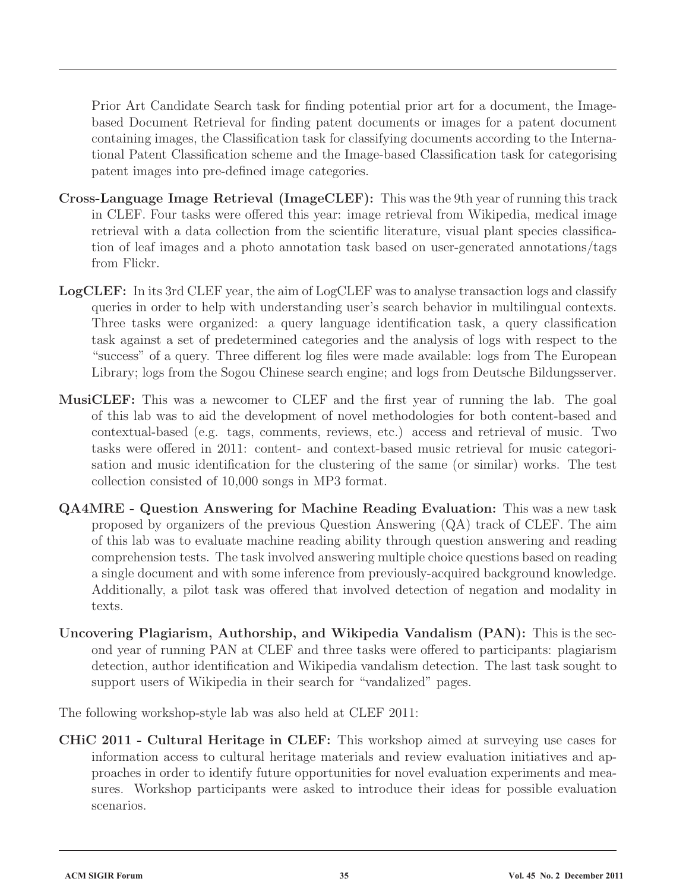Prior Art Candidate Search task for finding potential prior art for a document, the Image-based Document Retrieval for finding patent documents or images for a patent document containing images, the Classification task for classifying documents according to the International Patent Classification scheme and the Image-based Classification task for categorising patent images into pre-defined image categories.

**Cross-Language Image Retrieval (ImageCLEF):** This was the 9th year of running this track in CLEF. Four tasks were offered this year: image retrieval from Wikipedia, medical image retrieval with a data collection from the scientific literature, visual plant species classification of leaf images and a photo annotation task based on user-generated annotations/tags from Flickr.

**LogCLEF:** In its 3rd CLEF year, the aim of LogCLEF was to analyse transaction logs and classify queries in order to help with understanding user's search behavior in multilingual contexts. Three tasks were organized: a query language identification task, a query classification task against a set of predetermined categories and the analysis of logs with respect to the "success" of a query. Three different log files were made available: logs from The European Library; logs from the Sogou Chinese search engine; and logs from Deutsche Bildungsserver.

**MusiCLEF:** This was a newcomer to CLEF and the first year of running the lab. The goal of this lab was to aid the development of novel methodologies for both content-based and contextual-based (e.g. tags, comments, reviews, etc.) access and retrieval of music. Two tasks were offered in 2011: content- and context-based music retrieval for music categorisation and music identification for the clustering of the same (or similar) works. The test collection consisted of 10,000 songs in MP3 format.

**QA4MRE - Question Answering for Machine Reading Evaluation:** This was a new task proposed by organizers of the previous Question Answering (QA) track of CLEF. The aim of this lab was to evaluate machine reading ability through question answering and reading comprehension tests. The task involved answering multiple choice questions based on reading a single document and with some inference from previously-acquired background knowledge. Additionally, a pilot task was offered that involved detection of negation and modality in texts.

**Uncovering Plagiarism, Authorship, and Wikipedia Vandalism (PAN):** This is the second year of running PAN at CLEF and three tasks were offered to participants: plagiarism detection, author identification and Wikipedia vandalism detection. The last task sought to support users of Wikipedia in their search for "vandalized" pages.

The following workshop-style lab was also held at CLEF 2011:

**CHiC 2011 - Cultural Heritage in CLEF:** This workshop aimed at surveying use cases for information access to cultural heritage materials and review evaluation initiatives and approaches in order to identify future opportunities for novel evaluation experiments and measures. Workshop participants were asked to introduce their ideas for possible evaluation scenarios.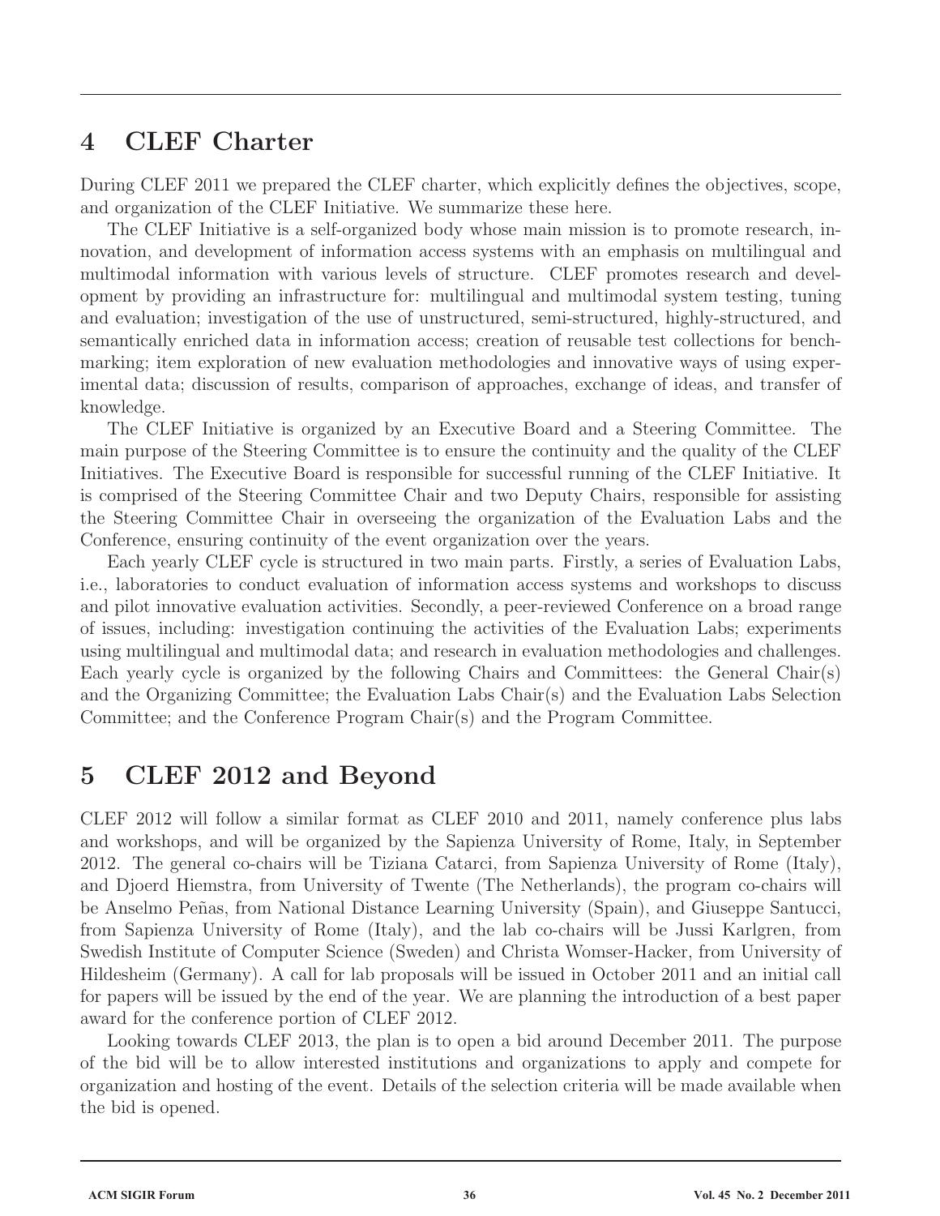## 4 CLEF Charter

During CLEF 2011 we prepared the CLEF charter, which explicitly defines the objectives, scope, and organization of the CLEF Initiative. We summarize these here.

The CLEF Initiative is a self-organized body whose main mission is to promote research, innovation, and development of information access systems with an emphasis on multilingual and multimodal information with various levels of structure. CLEF promotes research and development by providing an infrastructure for: multilingual and multimodal system testing, tuning and evaluation; investigation of the use of unstructured, semi-structured, highly-structured, and semantically enriched data in information access; creation of reusable test collections for benchmarking; item exploration of new evaluation methodologies and innovative ways of using experimental data; discussion of results, comparison of approaches, exchange of ideas, and transfer of knowledge.

The CLEF Initiative is organized by an Executive Board and a Steering Committee. The main purpose of the Steering Committee is to ensure the continuity and the quality of the CLEF Initiatives. The Executive Board is responsible for successful running of the CLEF Initiative. It is comprised of the Steering Committee Chair and two Deputy Chairs, responsible for assisting the Steering Committee Chair in overseeing the organization of the Evaluation Labs and the Conference, ensuring continuity of the event organization over the years.

Each yearly CLEF cycle is structured in two main parts. Firstly, a series of Evaluation Labs, i.e., laboratories to conduct evaluation of information access systems and workshops to discuss and pilot innovative evaluation activities. Secondly, a peer-reviewed Conference on a broad range of issues, including: investigation continuing the activities of the Evaluation Labs; experiments using multilingual and multimodal data; and research in evaluation methodologies and challenges. Each yearly cycle is organized by the following Chairs and Committees: the General Chair(s) and the Organizing Committee; the Evaluation Labs Chair(s) and the Evaluation Labs Selection Committee; and the Conference Program Chair(s) and the Program Committee.

## 5 CLEF 2012 and Beyond

CLEF 2012 will follow a similar format as CLEF 2010 and 2011, namely conference plus labs and workshops, and will be organized by the Sapienza University of Rome, Italy, in September 2012. The general co-chairs will be Tiziana Catarci, from Sapienza University of Rome (Italy), and Djoerd Hiemstra, from University of Twente (The Netherlands), the program co-chairs will be Anselmo Peñas, from National Distance Learning University (Spain), and Giuseppe Santucci, from Sapienza University of Rome (Italy), and the lab co-chairs will be Jussi Karlgren, from Swedish Institute of Computer Science (Sweden) and Christa Womser-Hacker, from University of Hildesheim (Germany). A call for lab proposals will be issued in October 2011 and an initial call for papers will be issued by the end of the year. We are planning the introduction of a best paper award for the conference portion of CLEF 2012.

Looking towards CLEF 2013, the plan is to open a bid around December 2011. The purpose of the bid will be to allow interested institutions and organizations to apply and compete for organization and hosting of the event. Details of the selection criteria will be made available when the bid is opened.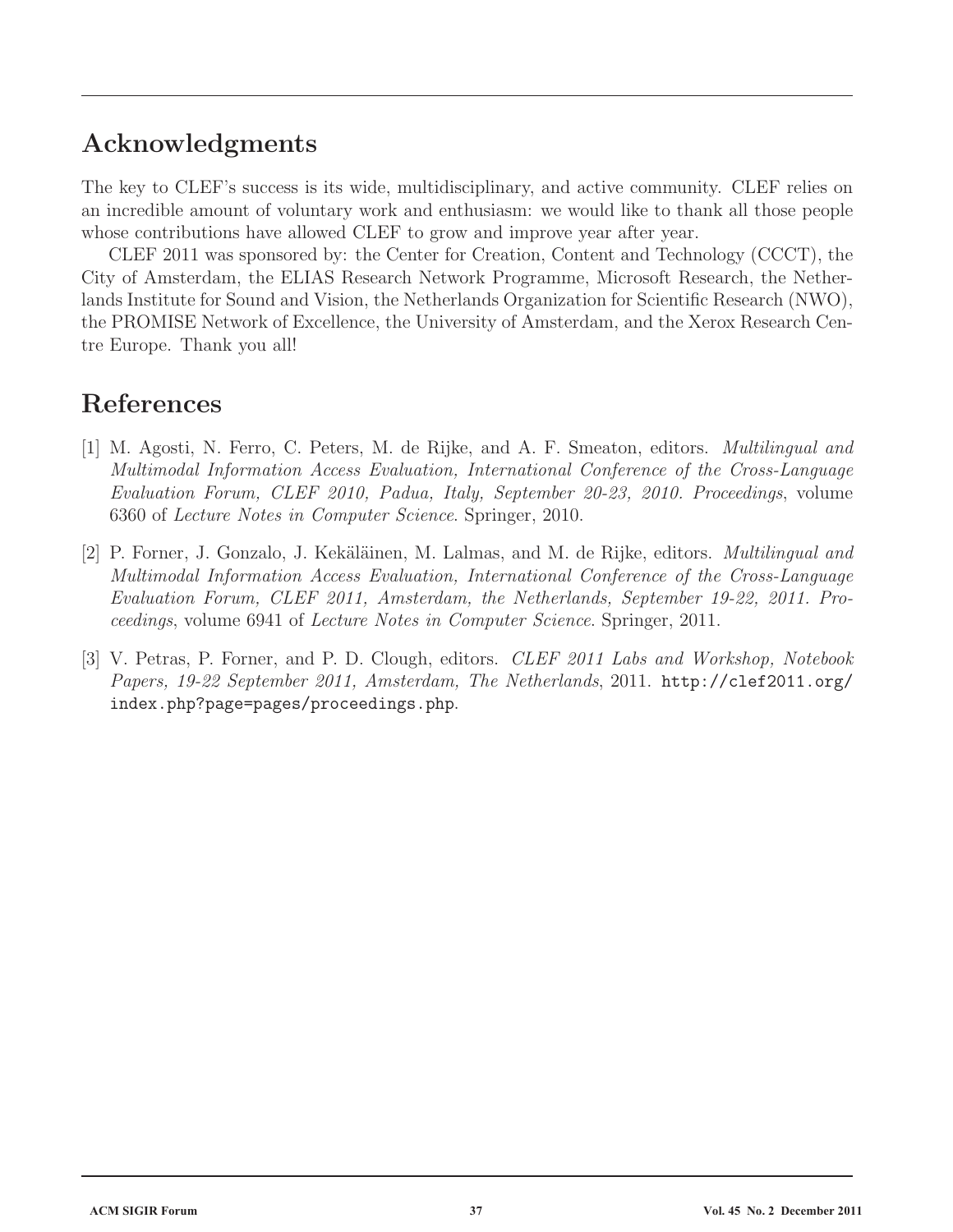## Acknowledgments

The key to CLEF's success is its wide, multidisciplinary, and active community. CLEF relies on an incredible amount of voluntary work and enthusiasm: we would like to thank all those people whose contributions have allowed CLEF to grow and improve year after year.

CLEF 2011 was sponsored by: the Center for Creation, Content and Technology (CCCT), the City of Amsterdam, the ELIAS Research Network Programme, Microsoft Research, the Netherlands Institute for Sound and Vision, the Netherlands Organization for Scientific Research (NWO), the PROMISE Network of Excellence, the University of Amsterdam, and the Xerox Research Centre Europe. Thank you all!

## References

[1] M. Agosti, N. Ferro, C. Peters, M. de Rijke, and A. F. Smeaton, editors. *Multilingual and Multimodal Information Access Evaluation, International Conference of the Cross-Language Evaluation Forum, CLEF 2010, Padua, Italy, September 20-23, 2010. Proceedings*, volume 6360 of *Lecture Notes in Computer Science*. Springer, 2010.

[2] P. Forner, J. Gonzalo, J. Kekäläinen, M. Lalmas, and M. de Rijke, editors. *Multilingual and Multimodal Information Access Evaluation, International Conference of the Cross-Language Evaluation Forum, CLEF 2011, Amsterdam, the Netherlands, September 19-22, 2011. Proceedings*, volume 6941 of *Lecture Notes in Computer Science*. Springer, 2011.

[3] V. Petras, P. Forner, and P. D. Clough, editors. *CLEF 2011 Labs and Workshop, Notebook Papers, 19-22 September 2011, Amsterdam, The Netherlands*, 2011. http://clef2011.org/index.php?page=pages/proceedings.php.